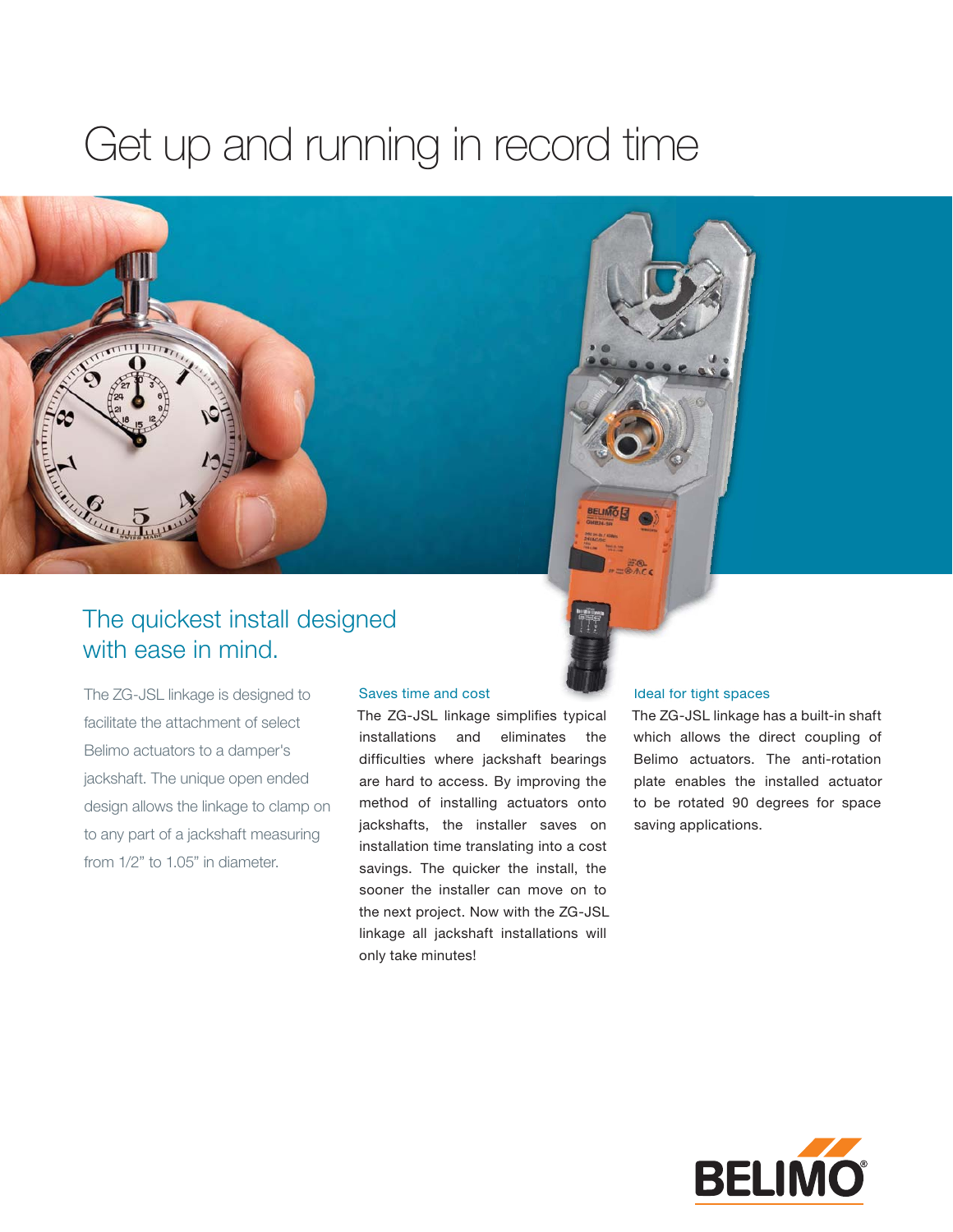# Get up and running in record time

## The quickest install designed with ease in mind.

The ZG-JSL linkage is designed to facilitate the attachment of select Belimo actuators to a damper's jackshaft. The unique open ended design allows the linkage to clamp on to any part of a jackshaft measuring from 1/2" to 1.05" in diameter.

### Saves time and cost

The ZG-JSL linkage simplifies typical installations and eliminates the difficulties where jackshaft bearings are hard to access. By improving the method of installing actuators onto jackshafts, the installer saves on installation time translating into a cost savings. The quicker the install, the sooner the installer can move on to the next project. Now with the ZG-JSL linkage all jackshaft installations will only take minutes!

### Ideal for tight spaces

The ZG-JSL linkage has a built-in shaft which allows the direct coupling of Belimo actuators. The anti-rotation plate enables the installed actuator to be rotated 90 degrees for space saving applications.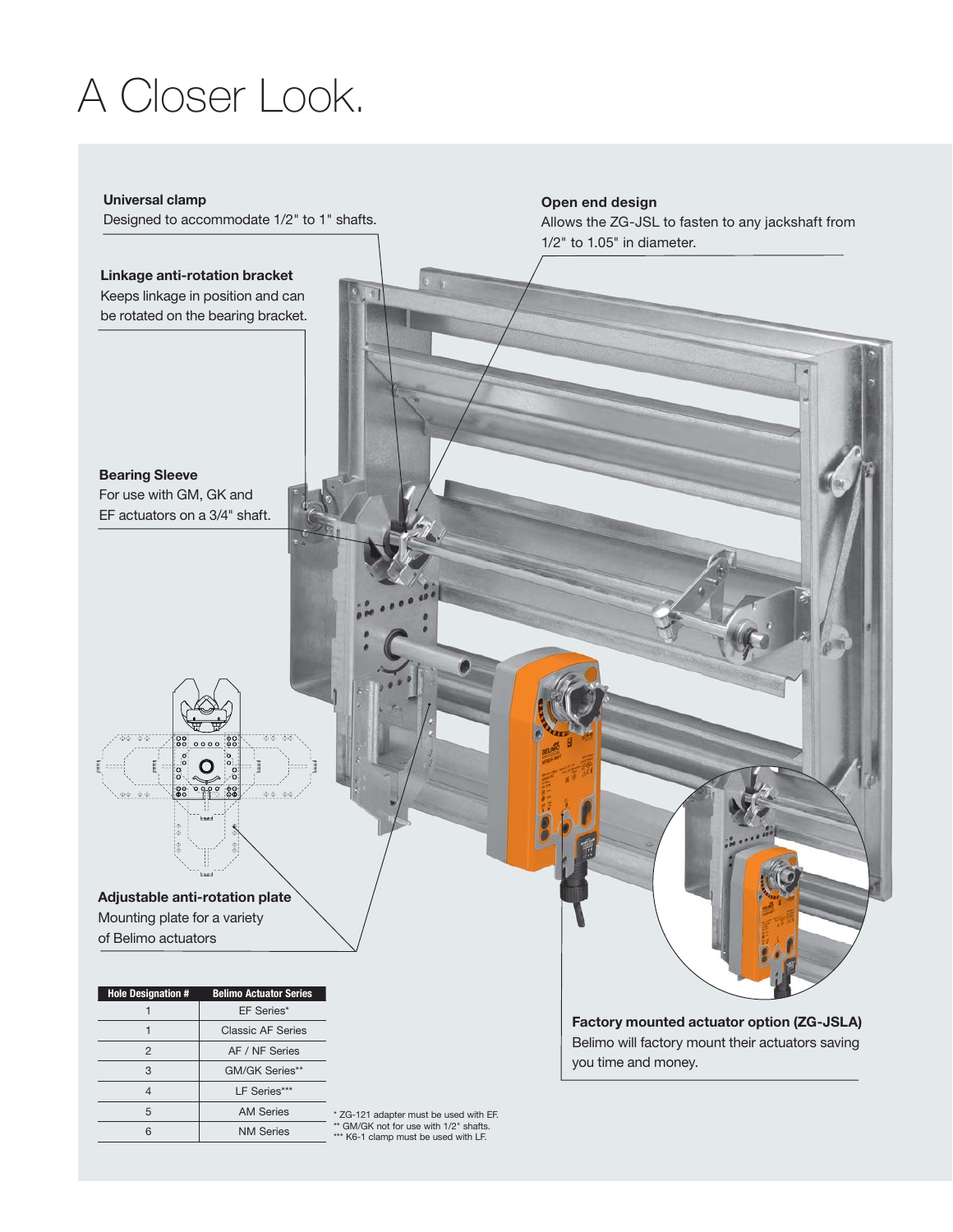# A Closer Look.

**Universal clamp**
Designed to accommodate 1/2" to 1" shafts.

**Open end design**
Allows the ZG-JSL to fasten to any jackshaft from 1/2" to 1.05" in diameter.

**Linkage anti-rotation bracket**
Keeps linkage in position and can be rotated on the bearing bracket.

**Bearing Sleeve**
For use with GM, GK and EF actuators on a 3/4" shaft.

**Adjustable anti-rotation plate**
Mounting plate for a variety of Belimo actuators

**Factory mounted actuator option (ZG-JSLA)**
Belimo will factory mount their actuators saving you time and money.

| Hole Designation # | Belimo Actuator Series |
|---|---|
| 1 | EF Series* |
| 1 | Classic AF Series |
| 2 | AF / NF Series |
| 3 | GM/GK Series** |
| 4 | LF Series*** |
| 5 | AM Series |
| 6 | NM Series |

* ZG-121 adapter must be used with EF.
** GM/GK not for use with 1/2" shafts.
*** K6-1 clamp must be used with LF.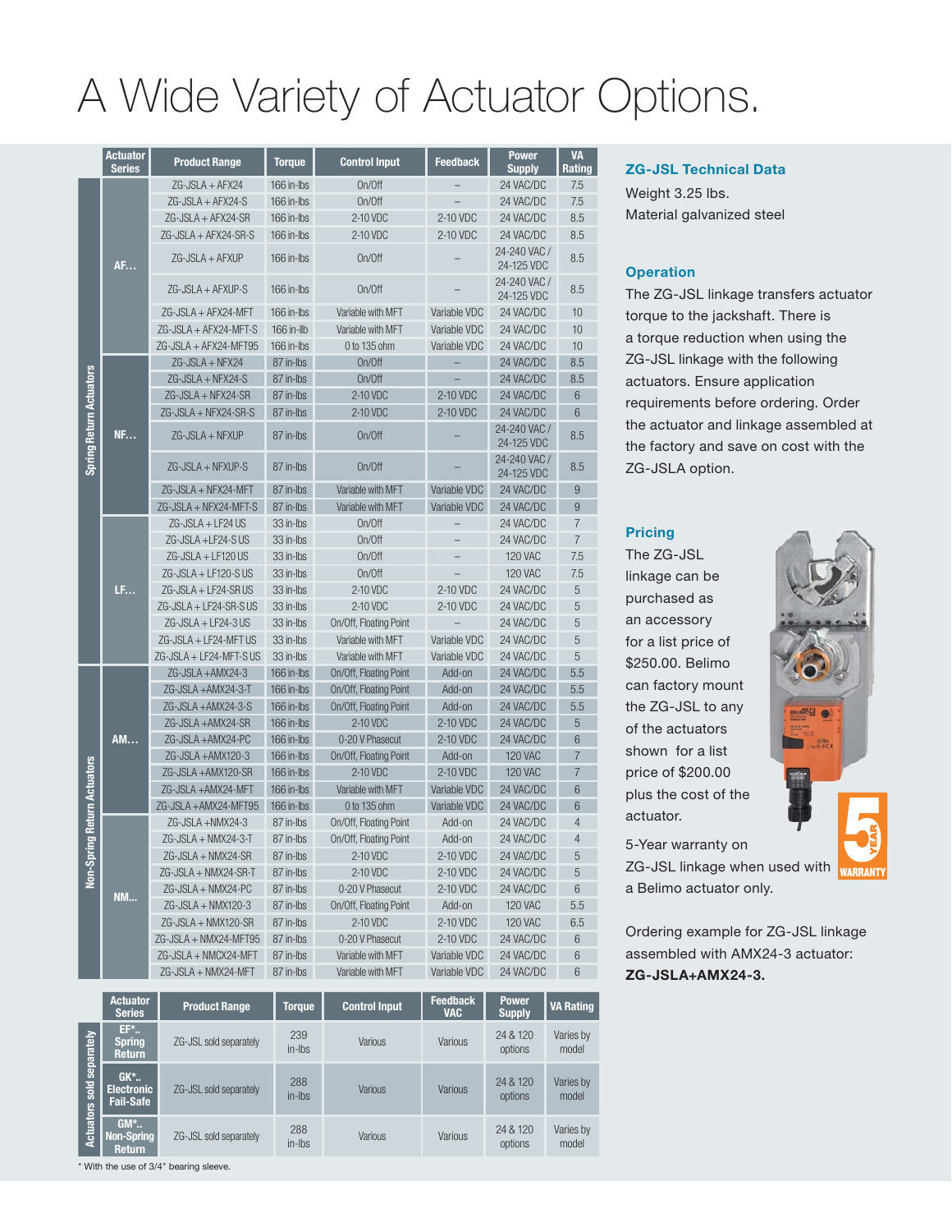# A Wide Variety of Actuator Options.

| | Actuator Series | Product Range | Torque | Control Input | Feedback | Power Supply | VA Rating |
|---|---|---|---|---|---|---|---|
| Spring Return Actuators | AF... | ZG-JSLA + AFX24 | 166 in-lbs | On/Off | – | 24 VAC/DC | 7.5 |
| | | ZG-JSLA + AFX24-S | 166 in-lbs | On/Off | – | 24 VAC/DC | 7.5 |
| | | ZG-JSLA + AFX24-SR | 166 in-lbs | 2-10 VDC | 2-10 VDC | 24 VAC/DC | 8.5 |
| | | ZG-JSLA + AFX24-SR-S | 166 in-lbs | 2-10 VDC | 2-10 VDC | 24 VAC/DC | 8.5 |
| | | ZG-JSLA + AFXUP | 166 in-lbs | On/Off | – | 24-240 VAC / 24-125 VDC | 8.5 |
| | | ZG-JSLA + AFXUP-S | 166 in-lbs | On/Off | – | 24-240 VAC / 24-125 VDC | 8.5 |
| | | ZG-JSLA + AFX24-MFT | 166 in-lbs | Variable with MFT | Variable VDC | 24 VAC/DC | 10 |
| | | ZG-JSLA + AFX24-MFT-S | 166 in-llb | Variable with MFT | Variable VDC | 24 VAC/DC | 10 |
| | | ZG-JSLA + AFX24-MFT95 | 166 in-lbs | 0 to 135 ohm | Variable VDC | 24 VAC/DC | 10 |
| | NF... | ZG-JSLA + NFX24 | 87 in-lbs | On/Off | – | 24 VAC/DC | 8.5 |
| | | ZG-JSLA + NFX24-S | 87 in-lbs | On/Off | – | 24 VAC/DC | 8.5 |
| | | ZG-JSLA + NFX24-SR | 87 in-lbs | 2-10 VDC | 2-10 VDC | 24 VAC/DC | 6 |
| | | ZG-JSLA + NFX24-SR-S | 87 in-lbs | 2-10 VDC | 2-10 VDC | 24 VAC/DC | 6 |
| | | ZG-JSLA + NFXUP | 87 in-lbs | On/Off | – | 24-240 VAC / 24-125 VDC | 8.5 |
| | | ZG-JSLA + NFXUP-S | 87 in-lbs | On/Off | – | 24-240 VAC / 24-125 VDC | 8.5 |
| | | ZG-JSLA + NFX24-MFT | 87 in-lbs | Variable with MFT | Variable VDC | 24 VAC/DC | 9 |
| | | ZG-JSLA + NFX24-MFT-S | 87 in-lbs | Variable with MFT | Variable VDC | 24 VAC/DC | 9 |
| | LF... | ZG-JSLA + LF24 US | 33 in-lbs | On/Off | – | 24 VAC/DC | 7 |
| | | ZG-JSLA +LF24-S US | 33 in-lbs | On/Off | – | 24 VAC/DC | 7 |
| | | ZG-JSLA + LF120 US | 33 in-lbs | On/Off | – | 120 VAC | 7.5 |
| | | ZG-JSLA + LF120-S US | 33 in-lbs | On/Off | – | 120 VAC | 7.5 |
| | | ZG-JSLA + LF24-SR US | 33 in-lbs | 2-10 VDC | 2-10 VDC | 24 VAC/DC | 5 |
| | | ZG-JSLA + LF24-SR-S US | 33 in-lbs | 2-10 VDC | 2-10 VDC | 24 VAC/DC | 5 |
| | | ZG-JSLA + LF24-3 US | 33 in-lbs | On/Off, Floating Point | – | 24 VAC/DC | 5 |
| | | ZG-JSLA + LF24-MFT US | 33 in-lbs | Variable with MFT | Variable VDC | 24 VAC/DC | 5 |
| | | ZG-JSLA + LF24-MFT-S US | 33 in-lbs | Variable with MFT | Variable VDC | 24 VAC/DC | 5 |
| Non-Spring Return Actuators | AM... | ZG-JSLA +AMX24-3 | 166 in-lbs | On/Off, Floating Point | Add-on | 24 VAC/DC | 5.5 |
| | | ZG-JSLA +AMX24-3-T | 166 in-lbs | On/Off, Floating Point | Add-on | 24 VAC/DC | 5.5 |
| | | ZG-JSLA +AMX24-3-S | 166 in-lbs | On/Off, Floating Point | Add-on | 24 VAC/DC | 5.5 |
| | | ZG-JSLA +AMX24-SR | 166 in-lbs | 2-10 VDC | 2-10 VDC | 24 VAC/DC | 5 |
| | | ZG-JSLA +AMX24-PC | 166 in-lbs | 0-20 V Phasecut | 2-10 VDC | 24 VAC/DC | 6 |
| | | ZG-JSLA +AMX120-3 | 166 in-lbs | On/Off, Floating Point | Add-on | 120 VAC | 7 |
| | | ZG-JSLA +AMX120-SR | 166 in-lbs | 2-10 VDC | 2-10 VDC | 120 VAC | 7 |
| | | ZG-JSLA +AMX24-MFT | 166 in-lbs | Variable with MFT | Variable VDC | 24 VAC/DC | 6 |
| | | ZG-JSLA +AMX24-MFT95 | 166 in-lbs | 0 to 135 ohm | Variable VDC | 24 VAC/DC | 6 |
| | NM... | ZG-JSLA +NMX24-3 | 87 in-lbs | On/Off, Floating Point | Add-on | 24 VAC/DC | 4 |
| | | ZG-JSLA + NMX24-3-T | 87 in-lbs | On/Off, Floating Point | Add-on | 24 VAC/DC | 4 |
| | | ZG-JSLA + NMX24-SR | 87 in-lbs | 2-10 VDC | 2-10 VDC | 24 VAC/DC | 5 |
| | | ZG-JSLA + NMX24-SR-T | 87 in-lbs | 2-10 VDC | 2-10 VDC | 24 VAC/DC | 5 |
| | | ZG-JSLA + NMX24-PC | 87 in-lbs | 0-20 V Phasecut | 2-10 VDC | 24 VAC/DC | 6 |
| | | ZG-JSLA + NMX120-3 | 87 in-lbs | On/Off, Floating Point | Add-on | 120 VAC | 5.5 |
| | | ZG-JSLA + NMX120-SR | 87 in-lbs | 2-10 VDC | 2-10 VDC | 120 VAC | 6.5 |
| | | ZG-JSLA + NMX24-MFT95 | 87 in-lbs | 0-20 V Phasecut | 2-10 VDC | 24 VAC/DC | 6 |
| | | ZG-JSLA + NMCX24-MFT | 87 in-lbs | Variable with MFT | Variable VDC | 24 VAC/DC | 6 |
| | | ZG-JSLA + NMX24-MFT | 87 in-lbs | Variable with MFT | Variable VDC | 24 VAC/DC | 6 |

| | Actuator Series | Product Range | Torque | Control Input | Feedback VAC | Power Supply | VA Rating |
|---|---|---|---|---|---|---|---|
| Actuators sold separately | EF*.. Spring Return | ZG-JSL sold separately | 239 in-lbs | Various | Various | 24 & 120 options | Varies by model |
| | GK*.. Electronic Fail-Safe | ZG-JSL sold separately | 288 in-lbs | Various | Various | 24 & 120 options | Varies by model |
| | GM*.. Non-Spring Return | ZG-JSL sold separately | 288 in-lbs | Various | Various | 24 & 120 options | Varies by model |

\* With the use of 3/4" bearing sleeve.

## ZG-JSL Technical Data

Weight 3.25 lbs.

Material galvanized steel

## Operation

The ZG-JSL linkage transfers actuator torque to the jackshaft. There is a torque reduction when using the ZG-JSL linkage with the following actuators. Ensure application requirements before ordering. Order the actuator and linkage assembled at the factory and save on cost with the ZG-JSLA option.

## Pricing

The ZG-JSL linkage can be purchased as an accessory for a list price of $250.00. Belimo can factory mount the ZG-JSL to any of the actuators shown for a list price of $200.00 plus the cost of the actuator.

5-Year warranty on ZG-JSL linkage when used with a Belimo actuator only.

Ordering example for ZG-JSL linkage assembled with AMX24-3 actuator: **ZG-JSLA+AMX24-3.**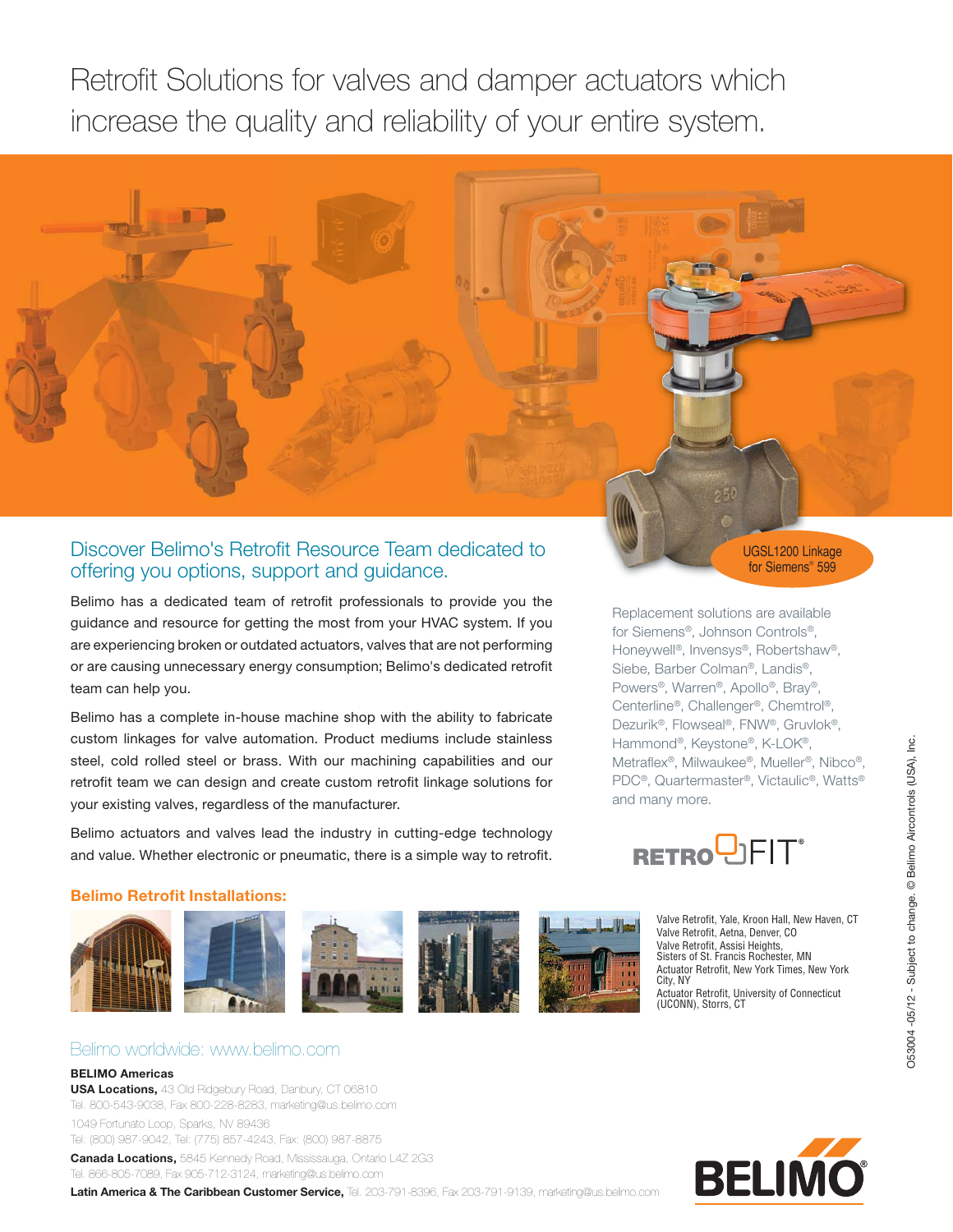# Retrofit Solutions for valves and damper actuators which increase the quality and reliability of your entire system.

UGSL1200 Linkage for Siemens® 599

## Discover Belimo's Retrofit Resource Team dedicated to offering you options, support and guidance.

Belimo has a dedicated team of retrofit professionals to provide you the guidance and resource for getting the most from your HVAC system. If you are experiencing broken or outdated actuators, valves that are not performing or are causing unnecessary energy consumption; Belimo's dedicated retrofit team can help you.

Belimo has a complete in-house machine shop with the ability to fabricate custom linkages for valve automation. Product mediums include stainless steel, cold rolled steel or brass. With our machining capabilities and our retrofit team we can design and create custom retrofit linkage solutions for your existing valves, regardless of the manufacturer.

Belimo actuators and valves lead the industry in cutting-edge technology and value. Whether electronic or pneumatic, there is a simple way to retrofit.

Replacement solutions are available for Siemens®, Johnson Controls®, Honeywell®, Invensys®, Robertshaw®, Siebe, Barber Colman®, Landis®, Powers®, Warren®, Apollo®, Bray®, Centerline®, Challenger®, Chemtrol®, Dezurik®, Flowseal®, FNW®, Gruvlok®, Hammond®, Keystone®, K-LOK®, Metraflex®, Milwaukee®, Mueller®, Nibco®, PDC®, Quartermaster®, Victaulic®, Watts® and many more.

RETROFIT®

### Belimo Retrofit Installations:

Valve Retrofit, Yale, Kroon Hall, New Haven, CT
Valve Retrofit, Aetna, Denver, CO
Valve Retrofit, Assisi Heights, Sisters of St. Francis Rochester, MN
Actuator Retrofit, New York Times, New York City, NY
Actuator Retrofit, University of Connecticut (UCONN), Storrs, CT

Belimo worldwide: www.belimo.com

**BELIMO Americas**
**USA Locations,** 43 Old Ridgebury Road, Danbury, CT 06810
Tel. 800-543-9038, Fax 800-228-8283, marketing@us.belimo.com

1049 Fortunato Loop, Sparks, NV 89436
Tel: (800) 987-9042, Tel: (775) 857-4243, Fax: (800) 987-8875

**Canada Locations,** 5845 Kennedy Road, Mississauga, Ontario L4Z 2G3
Tel. 866-805-7089, Fax 905-712-3124, marketing@us.belimo.com

**Latin America & The Caribbean Customer Service,** Tel. 203-791-8396, Fax 203-791-9139, marketing@us.belimo.com

O53004 -05/12 - Subject to change. © Belimo Aircontrols (USA), Inc.

BELIMO®